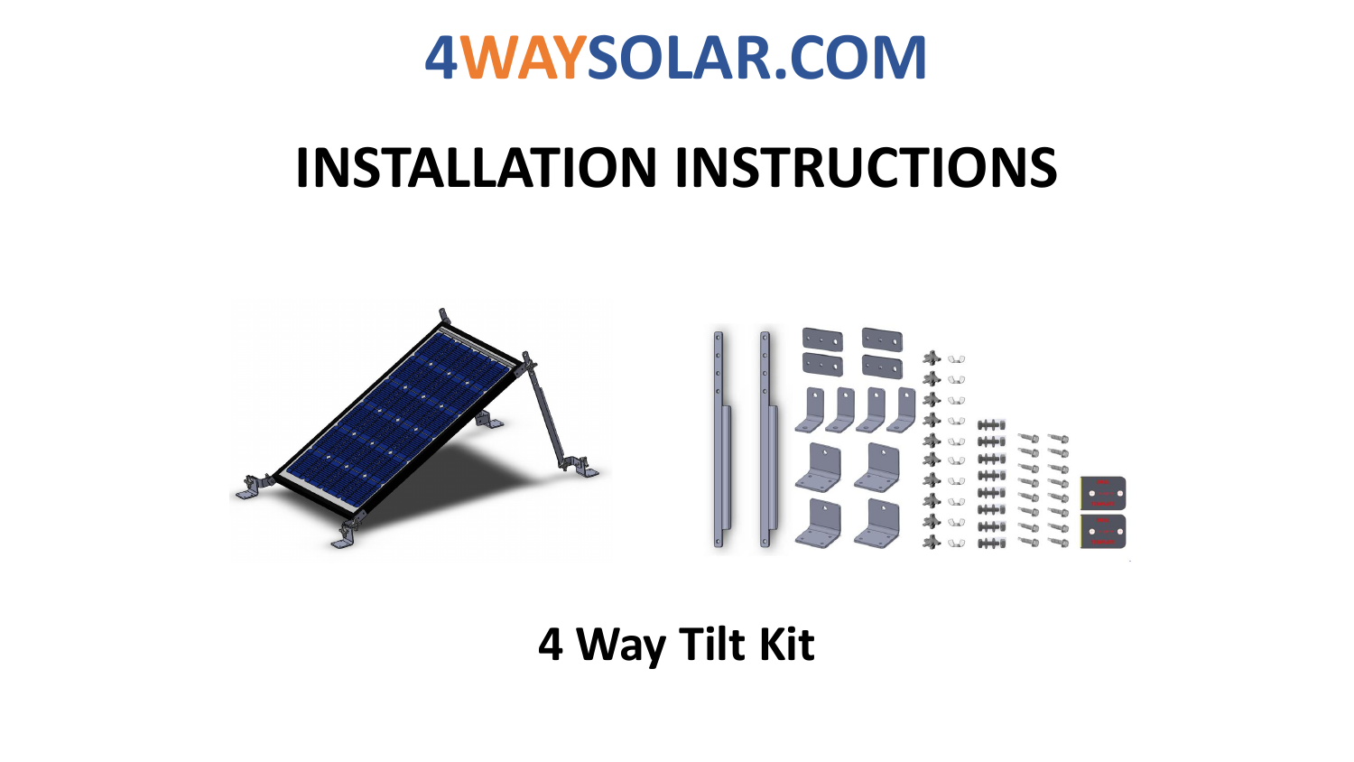# 4WAYSOLAR.COM

# INSTALLATION INSTRUCTIONS

## 4 Way Tilt Kit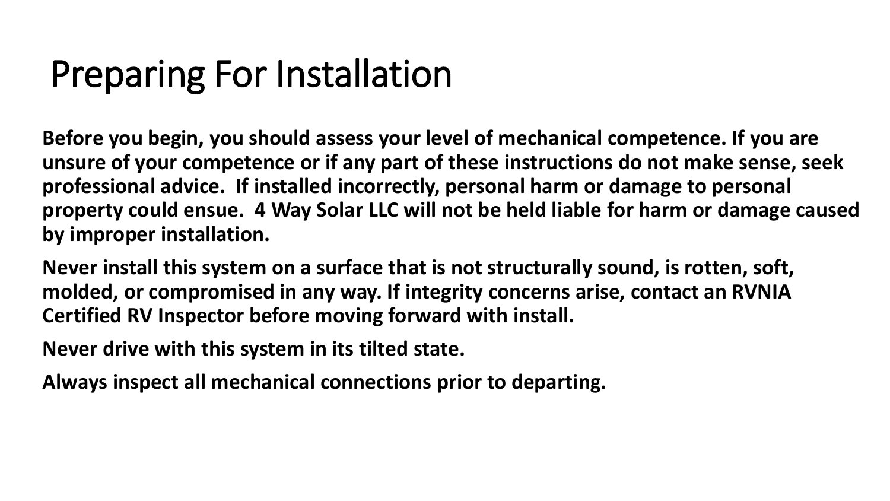# Preparing For Installation

**Before you begin, you should assess your level of mechanical competence. If you are unsure of your competence or if any part of these instructions do not make sense, seek professional advice. If installed incorrectly, personal harm or damage to personal property could ensue. 4 Way Solar LLC will not be held liable for harm or damage caused by improper installation.**

**Never install this system on a surface that is not structurally sound, is rotten, soft, molded, or compromised in any way. If integrity concerns arise, contact an RVNIA Certified RV Inspector before moving forward with install.**

**Never drive with this system in its tilted state.**

**Always inspect all mechanical connections prior to departing.**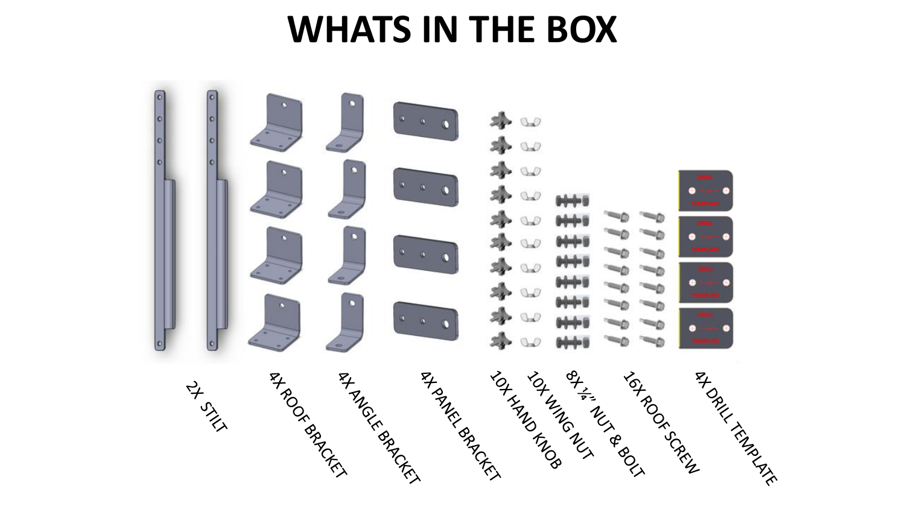# WHATS IN THE BOX

- 2X STILT
- 4X ROOF BRACKET
- 4X ANGLE BRACKET
- 4X PANEL BRACKET
- 10X HAND KNOB
- 10X WING NUT
- 8X ¼" NUT & BOLT
- 16X ROOF SCREW
- 4X DRILL TEMPLATE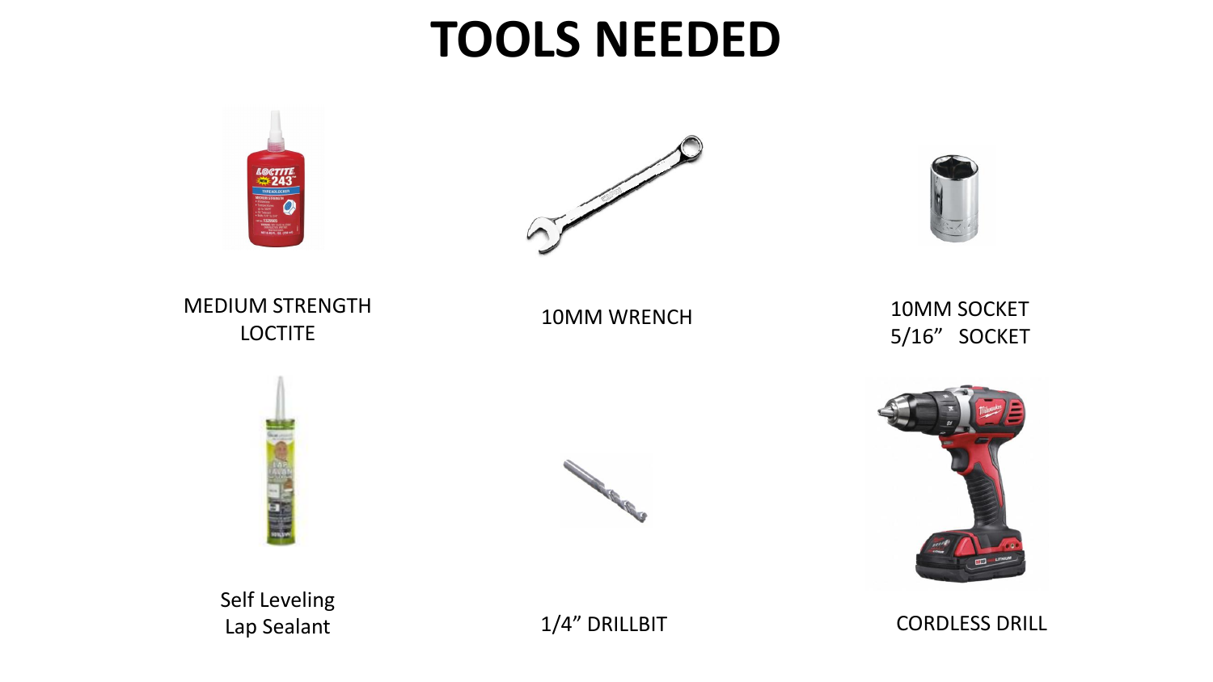# TOOLS NEEDED

MEDIUM STRENGTH LOCTITE

10MM WRENCH

10MM SOCKET
5/16" SOCKET

Self Leveling Lap Sealant

1/4" DRILLBIT

CORDLESS DRILL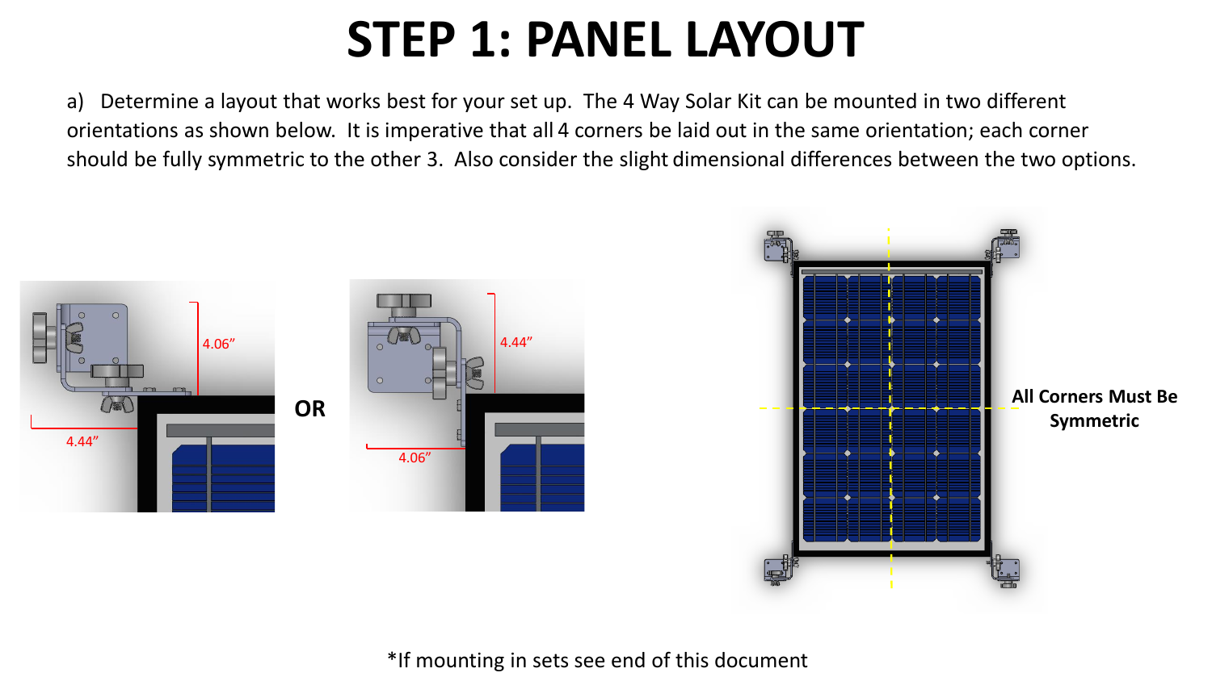# STEP 1: PANEL LAYOUT

a) Determine a layout that works best for your set up. The 4 Way Solar Kit can be mounted in two different orientations as shown below. It is imperative that all 4 corners be laid out in the same orientation; each corner should be fully symmetric to the other 3. Also consider the slight dimensional differences between the two options.

4.06”

4.44”

**OR**

4.44”

4.06”

**All Corners Must Be Symmetric**

*If mounting in sets see end of this document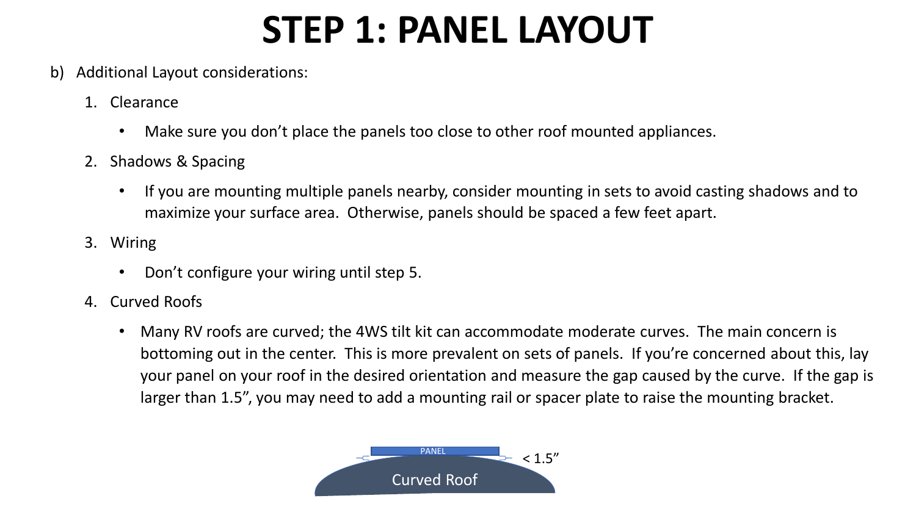# STEP 1: PANEL LAYOUT

b) Additional Layout considerations:

1. Clearance
   - Make sure you don't place the panels too close to other roof mounted appliances.
2. Shadows & Spacing
   - If you are mounting multiple panels nearby, consider mounting in sets to avoid casting shadows and to maximize your surface area. Otherwise, panels should be spaced a few feet apart.
3. Wiring
   - Don't configure your wiring until step 5.
4. Curved Roofs
   - Many RV roofs are curved; the 4WS tilt kit can accommodate moderate curves. The main concern is bottoming out in the center. This is more prevalent on sets of panels. If you're concerned about this, lay your panel on your roof in the desired orientation and measure the gap caused by the curve. If the gap is larger than 1.5", you may need to add a mounting rail or spacer plate to raise the mounting bracket.

PANEL

< 1.5"

Curved Roof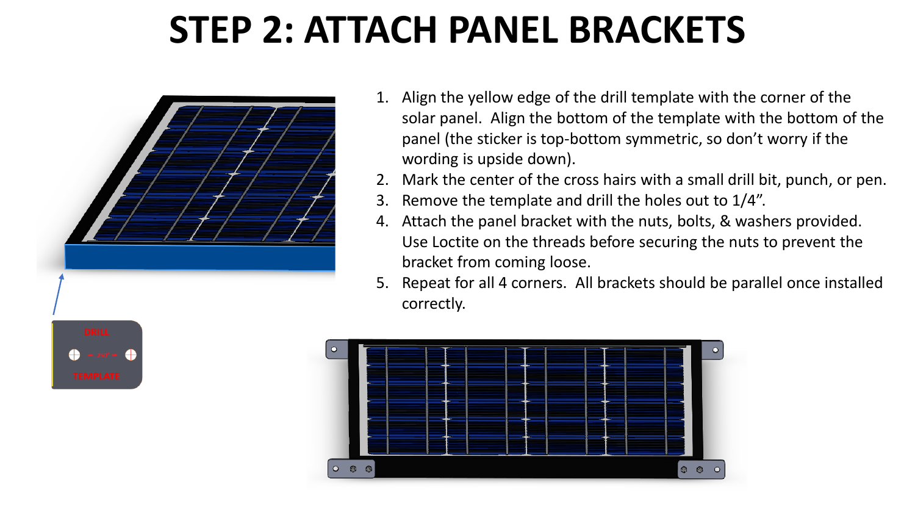# STEP 2: ATTACH PANEL BRACKETS

DRILL

TEMPLATE

1. Align the yellow edge of the drill template with the corner of the solar panel. Align the bottom of the template with the bottom of the panel (the sticker is top-bottom symmetric, so don't worry if the wording is upside down).
2. Mark the center of the cross hairs with a small drill bit, punch, or pen.
3. Remove the template and drill the holes out to 1/4".
4. Attach the panel bracket with the nuts, bolts, & washers provided. Use Loctite on the threads before securing the nuts to prevent the bracket from coming loose.
5. Repeat for all 4 corners. All brackets should be parallel once installed correctly.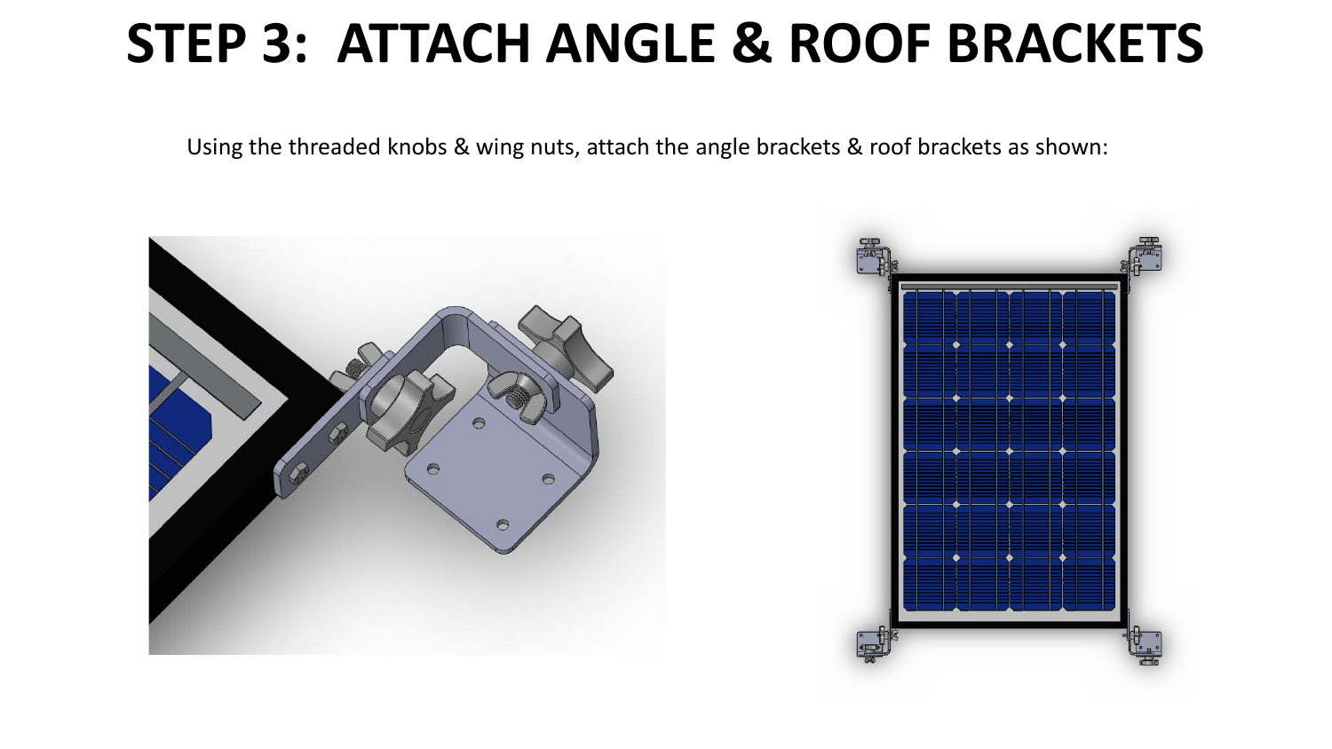# STEP 3: ATTACH ANGLE & ROOF BRACKETS

Using the threaded knobs & wing nuts, attach the angle brackets & roof brackets as shown: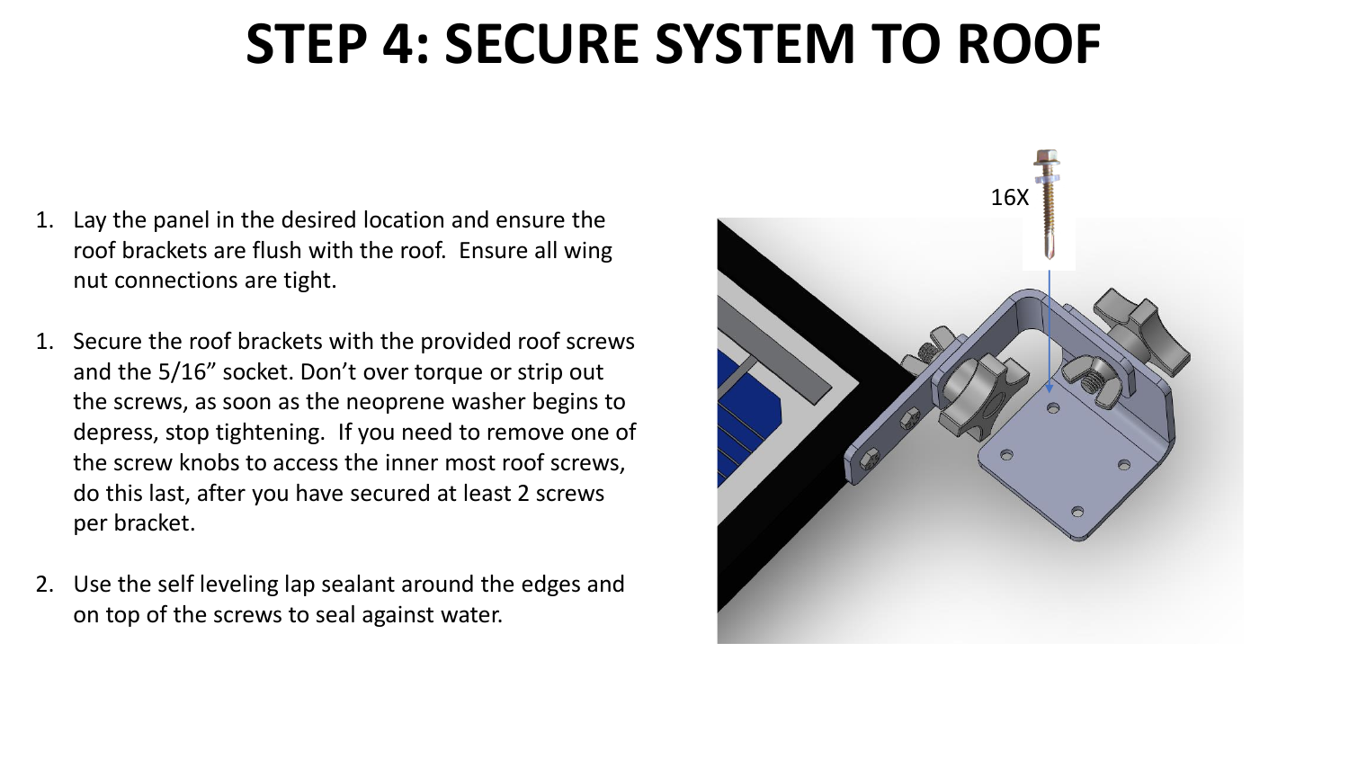# STEP 4: SECURE SYSTEM TO ROOF

1. Lay the panel in the desired location and ensure the roof brackets are flush with the roof. Ensure all wing nut connections are tight.

1. Secure the roof brackets with the provided roof screws and the 5/16" socket. Don't over torque or strip out the screws, as soon as the neoprene washer begins to depress, stop tightening. If you need to remove one of the screw knobs to access the inner most roof screws, do this last, after you have secured at least 2 screws per bracket.

2. Use the self leveling lap sealant around the edges and on top of the screws to seal against water.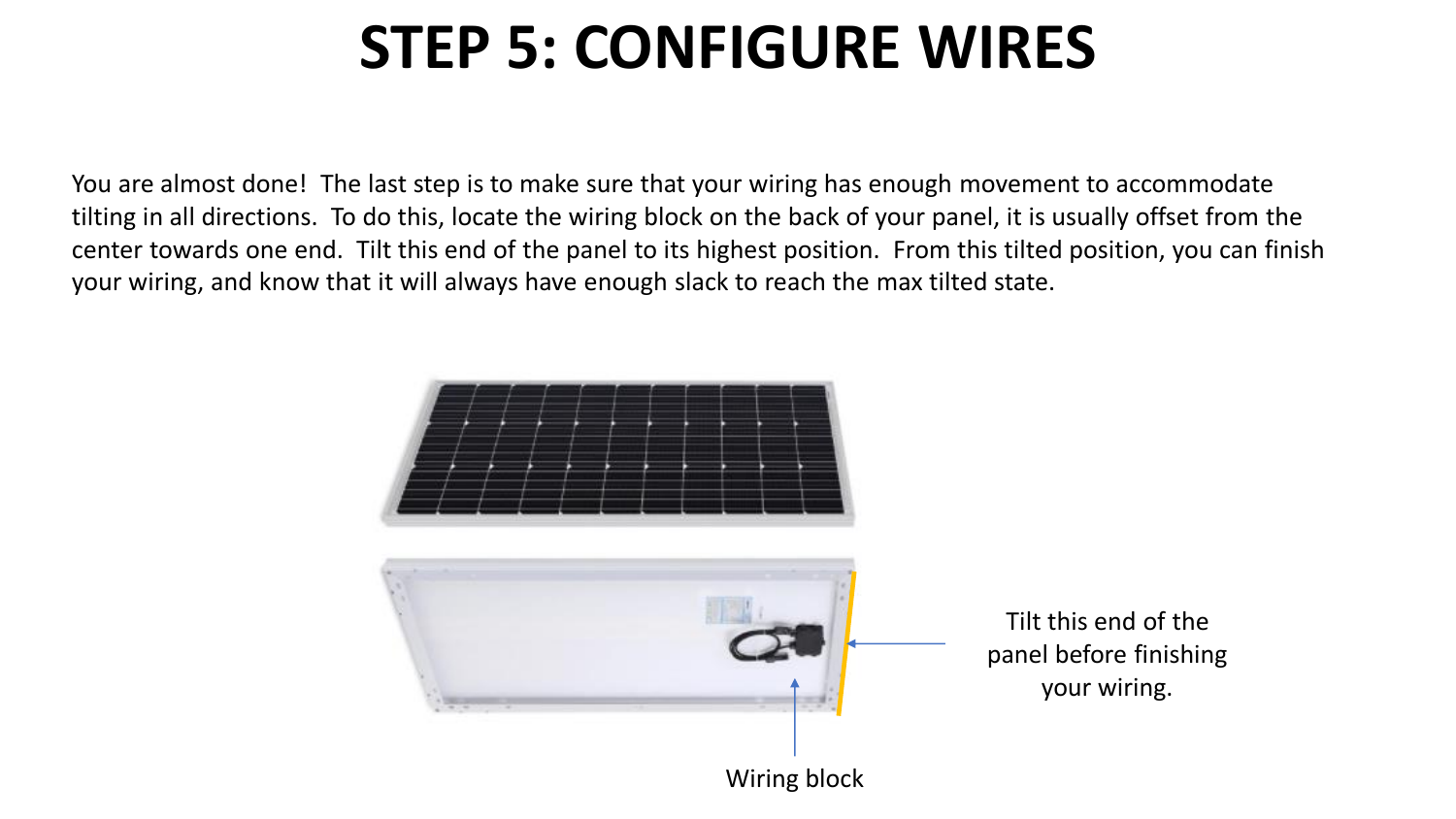# STEP 5: CONFIGURE WIRES

You are almost done! The last step is to make sure that your wiring has enough movement to accommodate tilting in all directions. To do this, locate the wiring block on the back of your panel, it is usually offset from the center towards one end. Tilt this end of the panel to its highest position. From this tilted position, you can finish your wiring, and know that it will always have enough slack to reach the max tilted state.

Tilt this end of the panel before finishing your wiring.

Wiring block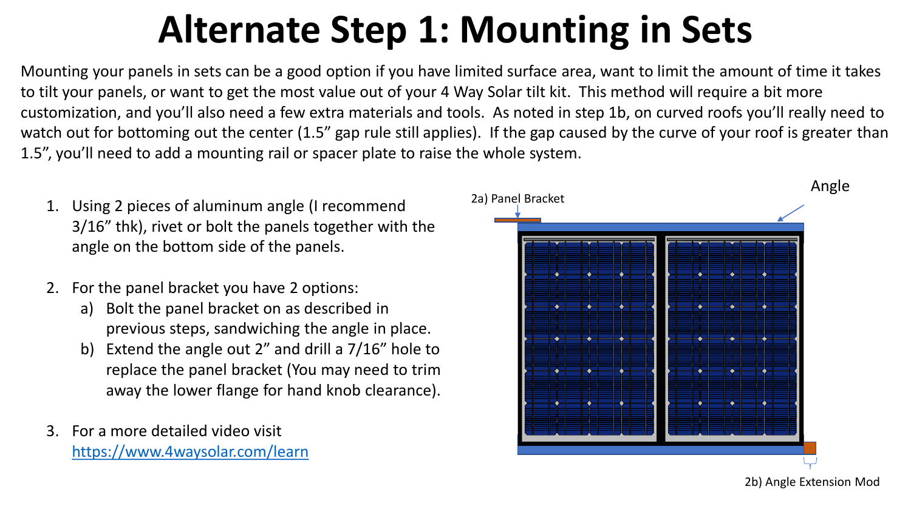# Alternate Step 1: Mounting in Sets

Mounting your panels in sets can be a good option if you have limited surface area, want to limit the amount of time it takes to tilt your panels, or want to get the most value out of your 4 Way Solar tilt kit. This method will require a bit more customization, and you'll also need a few extra materials and tools. As noted in step 1b, on curved roofs you'll really need to watch out for bottoming out the center (1.5" gap rule still applies). If the gap caused by the curve of your roof is greater than 1.5", you'll need to add a mounting rail or spacer plate to raise the whole system.

1. Using 2 pieces of aluminum angle (I recommend 3/16" thk), rivet or bolt the panels together with the angle on the bottom side of the panels.

2. For the panel bracket you have 2 options:
   a) Bolt the panel bracket on as described in previous steps, sandwiching the angle in place.
   b) Extend the angle out 2" and drill a 7/16" hole to replace the panel bracket (You may need to trim away the lower flange for hand knob clearance).

3. For a more detailed video visit https://www.4waysolar.com/learn

2a) Panel Bracket

Angle

2b) Angle Extension Mod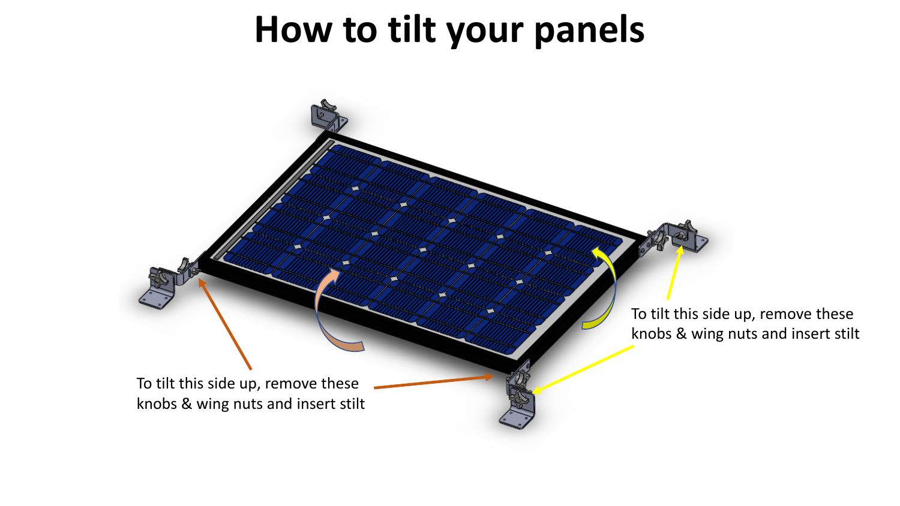# How to tilt your panels

To tilt this side up, remove these knobs & wing nuts and insert stilt

To tilt this side up, remove these knobs & wing nuts and insert stilt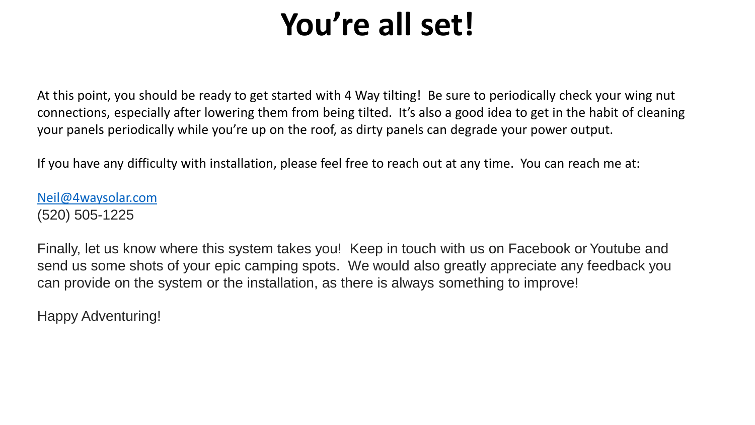# You're all set!

At this point, you should be ready to get started with 4 Way tilting! Be sure to periodically check your wing nut connections, especially after lowering them from being tilted. It's also a good idea to get in the habit of cleaning your panels periodically while you're up on the roof, as dirty panels can degrade your power output.

If you have any difficulty with installation, please feel free to reach out at any time. You can reach me at:

Neil@4waysolar.com
(520) 505-1225

Finally, let us know where this system takes you! Keep in touch with us on Facebook or Youtube and send us some shots of your epic camping spots. We would also greatly appreciate any feedback you can provide on the system or the installation, as there is always something to improve!

Happy Adventuring!